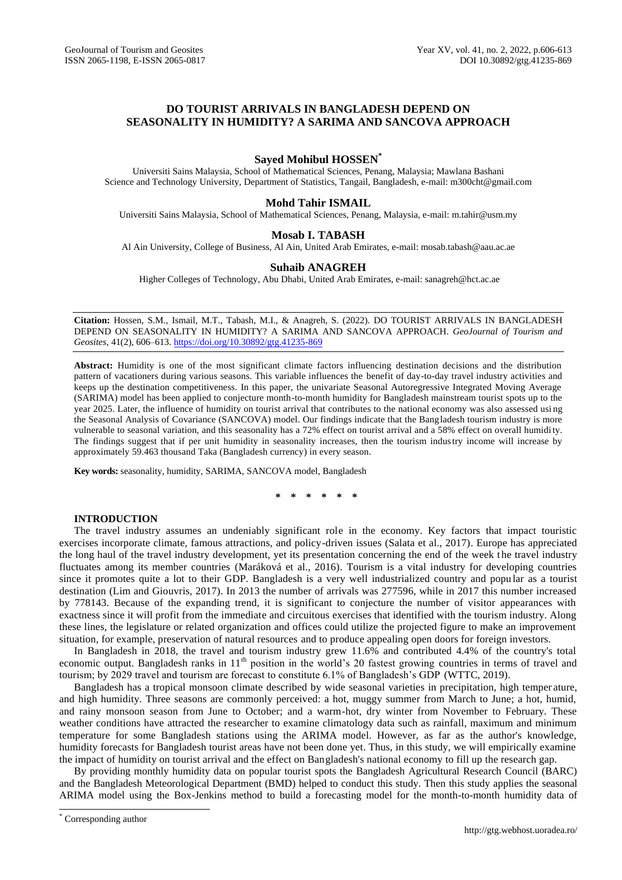# DO TOURIST ARRIVALS IN BANGLADESH DEPEND ON SEASONALITY IN HUMIDITY? A SARIMA AND SANCOVA APPROACH

**Sayed Mohibul HOSSEN***

Universiti Sains Malaysia, School of Mathematical Sciences, Penang, Malaysia; Mawlana Bashani Science and Technology University, Department of Statistics, Tangail, Bangladesh, e-mail: m300cht@gmail.com

**Mohd Tahir ISMAIL**

Universiti Sains Malaysia, School of Mathematical Sciences, Penang, Malaysia, e-mail: m.tahir@usm.my

**Mosab I. TABASH**

Al Ain University, College of Business, Al Ain, United Arab Emirates, e-mail: mosab.tabash@aau.ac.ae

**Suhaib ANAGREH**

Higher Colleges of Technology, Abu Dhabi, United Arab Emirates, e-mail: sanagreh@hct.ac.ae

---

**Citation:** Hossen, S.M., Ismail, M.T., Tabash, M.I., & Anagreh, S. (2022). DO TOURIST ARRIVALS IN BANGLADESH DEPEND ON SEASONALITY IN HUMIDITY? A SARIMA AND SANCOVA APPROACH. *GeoJournal of Tourism and Geosites*, 41(2), 606–613. https://doi.org/10.30892/gtg.41235-869

---

**Abstract:** Humidity is one of the most significant climate factors influencing destination decisions and the distribution pattern of vacationers during various seasons. This variable influences the benefit of day-to-day travel industry activities and keeps up the destination competitiveness. In this paper, the univariate Seasonal Autoregressive Integrated Moving Average (SARIMA) model has been applied to conjecture month-to-month humidity for Bangladesh mainstream tourist spots up to the year 2025. Later, the influence of humidity on tourist arrival that contributes to the national economy was also assessed using the Seasonal Analysis of Covariance (SANCOVA) model. Our findings indicate that the Bangladesh tourism industry is more vulnerable to seasonal variation, and this seasonality has a 72% effect on tourist arrival and a 58% effect on overall humidity. The findings suggest that if per unit humidity in seasonality increases, then the tourism industry income will increase by approximately 59.463 thousand Taka (Bangladesh currency) in every season.

**Key words:** seasonality, humidity, SARIMA, SANCOVA model, Bangladesh

\* \* \* \* \* \*

## INTRODUCTION

The travel industry assumes an undeniably significant role in the economy. Key factors that impact touristic exercises incorporate climate, famous attractions, and policy-driven issues (Salata et al., 2017). Europe has appreciated the long haul of the travel industry development, yet its presentation concerning the end of the week the travel industry fluctuates among its member countries (Maráková et al., 2016). Tourism is a vital industry for developing countries since it promotes quite a lot to their GDP. Bangladesh is a very well industrialized country and popular as a tourist destination (Lim and Giouvris, 2017). In 2013 the number of arrivals was 277596, while in 2017 this number increased by 778143. Because of the expanding trend, it is significant to conjecture the number of visitor appearances with exactness since it will profit from the immediate and circuitous exercises that identified with the tourism industry. Along these lines, the legislature or related organization and offices could utilize the projected figure to make an improvement situation, for example, preservation of natural resources and to produce appealing open doors for foreign investors.

In Bangladesh in 2018, the travel and tourism industry grew 11.6% and contributed 4.4% of the country's total economic output. Bangladesh ranks in 11th position in the world's 20 fastest growing countries in terms of travel and tourism; by 2029 travel and tourism are forecast to constitute 6.1% of Bangladesh's GDP (WTTC, 2019).

Bangladesh has a tropical monsoon climate described by wide seasonal varieties in precipitation, high temperature, and high humidity. Three seasons are commonly perceived: a hot, muggy summer from March to June; a hot, humid, and rainy monsoon season from June to October; and a warm-hot, dry winter from November to February. These weather conditions have attracted the researcher to examine climatology data such as rainfall, maximum and minimum temperature for some Bangladesh stations using the ARIMA model. However, as far as the author's knowledge, humidity forecasts for Bangladesh tourist areas have not been done yet. Thus, in this study, we will empirically examine the impact of humidity on tourist arrival and the effect on Bangladesh's national economy to fill up the research gap.

By providing monthly humidity data on popular tourist spots the Bangladesh Agricultural Research Council (BARC) and the Bangladesh Meteorological Department (BMD) helped to conduct this study. Then this study applies the seasonal ARIMA model using the Box-Jenkins method to build a forecasting model for the month-to-month humidity data of

\* Corresponding author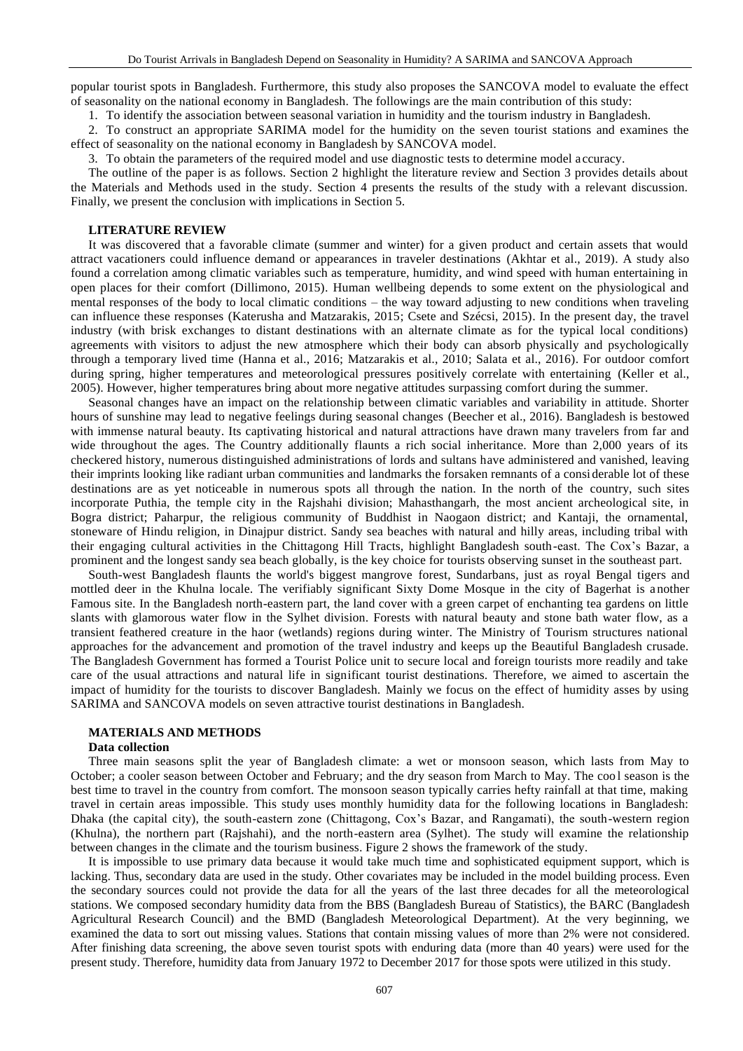popular tourist spots in Bangladesh. Furthermore, this study also proposes the SANCOVA model to evaluate the effect of seasonality on the national economy in Bangladesh. The followings are the main contribution of this study:

1. To identify the association between seasonal variation in humidity and the tourism industry in Bangladesh.
2. To construct an appropriate SARIMA model for the humidity on the seven tourist stations and examines the effect of seasonality on the national economy in Bangladesh by SANCOVA model.
3. To obtain the parameters of the required model and use diagnostic tests to determine model accuracy.

The outline of the paper is as follows. Section 2 highlight the literature review and Section 3 provides details about the Materials and Methods used in the study. Section 4 presents the results of the study with a relevant discussion. Finally, we present the conclusion with implications in Section 5.

## LITERATURE REVIEW

It was discovered that a favorable climate (summer and winter) for a given product and certain assets that would attract vacationers could influence demand or appearances in traveler destinations (Akhtar et al., 2019). A study also found a correlation among climatic variables such as temperature, humidity, and wind speed with human entertaining in open places for their comfort (Dillimono, 2015). Human wellbeing depends to some extent on the physiological and mental responses of the body to local climatic conditions – the way toward adjusting to new conditions when traveling can influence these responses (Katerusha and Matzarakis, 2015; Csete and Szécsi, 2015). In the present day, the travel industry (with brisk exchanges to distant destinations with an alternate climate as for the typical local conditions) agreements with visitors to adjust the new atmosphere which their body can absorb physically and psychologically through a temporary lived time (Hanna et al., 2016; Matzarakis et al., 2010; Salata et al., 2016). For outdoor comfort during spring, higher temperatures and meteorological pressures positively correlate with entertaining (Keller et al., 2005). However, higher temperatures bring about more negative attitudes surpassing comfort during the summer.

Seasonal changes have an impact on the relationship between climatic variables and variability in attitude. Shorter hours of sunshine may lead to negative feelings during seasonal changes (Beecher et al., 2016). Bangladesh is bestowed with immense natural beauty. Its captivating historical and natural attractions have drawn many travelers from far and wide throughout the ages. The Country additionally flaunts a rich social inheritance. More than 2,000 years of its checkered history, numerous distinguished administrations of lords and sultans have administered and vanished, leaving their imprints looking like radiant urban communities and landmarks the forsaken remnants of a considerable lot of these destinations are as yet noticeable in numerous spots all through the nation. In the north of the country, such sites incorporate Puthia, the temple city in the Rajshahi division; Mahasthangarh, the most ancient archeological site, in Bogra district; Paharpur, the religious community of Buddhist in Naogaon district; and Kantaji, the ornamental, stoneware of Hindu religion, in Dinajpur district. Sandy sea beaches with natural and hilly areas, including tribal with their engaging cultural activities in the Chittagong Hill Tracts, highlight Bangladesh south-east. The Cox's Bazar, a prominent and the longest sandy sea beach globally, is the key choice for tourists observing sunset in the southeast part.

South-west Bangladesh flaunts the world's biggest mangrove forest, Sundarbans, just as royal Bengal tigers and mottled deer in the Khulna locale. The verifiably significant Sixty Dome Mosque in the city of Bagerhat is another Famous site. In the Bangladesh north-eastern part, the land cover with a green carpet of enchanting tea gardens on little slants with glamorous water flow in the Sylhet division. Forests with natural beauty and stone bath water flow, as a transient feathered creature in the haor (wetlands) regions during winter. The Ministry of Tourism structures national approaches for the advancement and promotion of the travel industry and keeps up the Beautiful Bangladesh crusade. The Bangladesh Government has formed a Tourist Police unit to secure local and foreign tourists more readily and take care of the usual attractions and natural life in significant tourist destinations. Therefore, we aimed to ascertain the impact of humidity for the tourists to discover Bangladesh. Mainly we focus on the effect of humidity asses by using SARIMA and SANCOVA models on seven attractive tourist destinations in Bangladesh.

## MATERIALS AND METHODS

### Data collection

Three main seasons split the year of Bangladesh climate: a wet or monsoon season, which lasts from May to October; a cooler season between October and February; and the dry season from March to May. The cool season is the best time to travel in the country from comfort. The monsoon season typically carries hefty rainfall at that time, making travel in certain areas impossible. This study uses monthly humidity data for the following locations in Bangladesh: Dhaka (the capital city), the south-eastern zone (Chittagong, Cox's Bazar, and Rangamati), the south-western region (Khulna), the northern part (Rajshahi), and the north-eastern area (Sylhet). The study will examine the relationship between changes in the climate and the tourism business. Figure 2 shows the framework of the study.

It is impossible to use primary data because it would take much time and sophisticated equipment support, which is lacking. Thus, secondary data are used in the study. Other covariates may be included in the model building process. Even the secondary sources could not provide the data for all the years of the last three decades for all the meteorological stations. We composed secondary humidity data from the BBS (Bangladesh Bureau of Statistics), the BARC (Bangladesh Agricultural Research Council) and the BMD (Bangladesh Meteorological Department). At the very beginning, we examined the data to sort out missing values. Stations that contain missing values of more than 2% were not considered. After finishing data screening, the above seven tourist spots with enduring data (more than 40 years) were used for the present study. Therefore, humidity data from January 1972 to December 2017 for those spots were utilized in this study.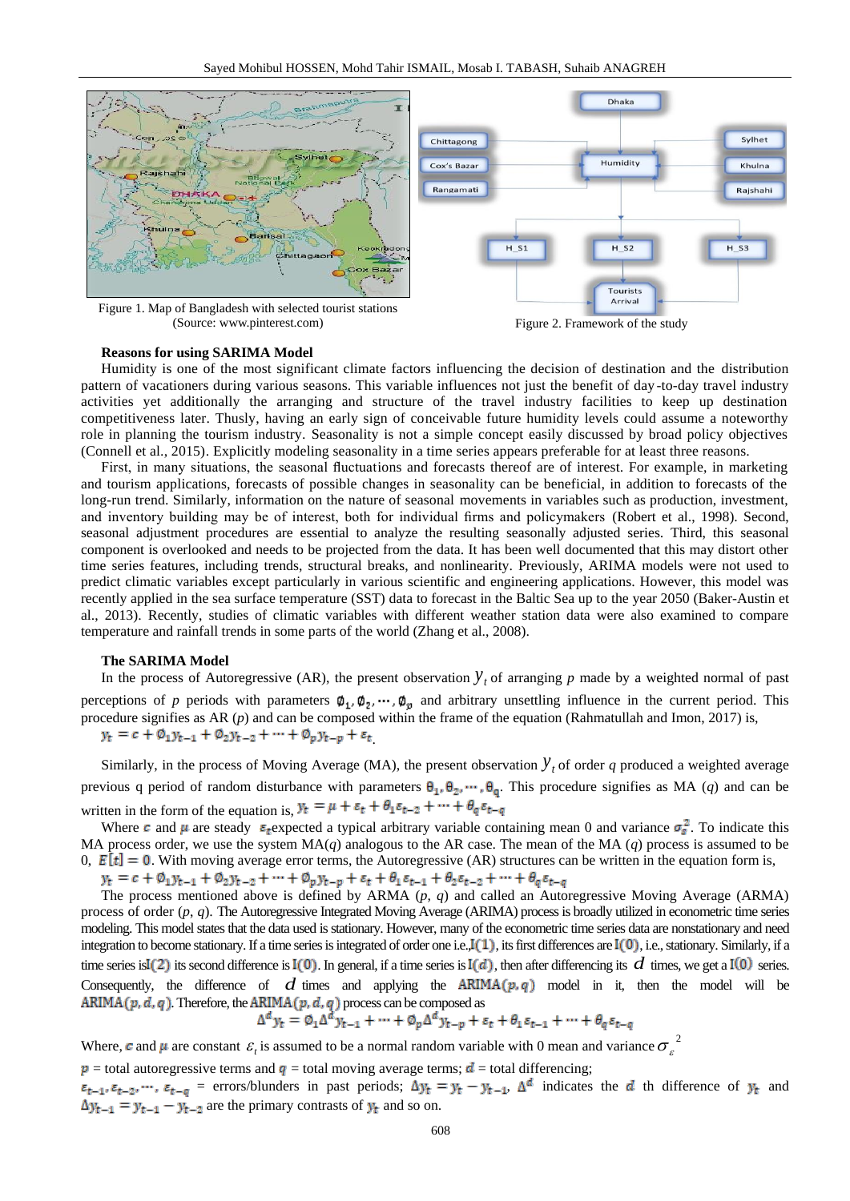Figure 1. Map of Bangladesh with selected tourist stations (Source: www.pinterest.com)

Figure 2. Framework of the study

### Reasons for using SARIMA Model

Humidity is one of the most significant climate factors influencing the decision of destination and the distribution pattern of vacationers during various seasons. This variable influences not just the benefit of day-to-day travel industry activities yet additionally the arranging and structure of the travel industry facilities to keep up destination competitiveness later. Thusly, having an early sign of conceivable future humidity levels could assume a noteworthy role in planning the tourism industry. Seasonality is not a simple concept easily discussed by broad policy objectives (Connell et al., 2015). Explicitly modeling seasonality in a time series appears preferable for at least three reasons.

First, in many situations, the seasonal fluctuations and forecasts thereof are of interest. For example, in marketing and tourism applications, forecasts of possible changes in seasonality can be beneficial, in addition to forecasts of the long-run trend. Similarly, information on the nature of seasonal movements in variables such as production, investment, and inventory building may be of interest, both for individual firms and policymakers (Robert et al., 1998). Second, seasonal adjustment procedures are essential to analyze the resulting seasonally adjusted series. Third, this seasonal component is overlooked and needs to be projected from the data. It has been well documented that this may distort other time series features, including trends, structural breaks, and nonlinearity. Previously, ARIMA models were not used to predict climatic variables except particularly in various scientific and engineering applications. However, this model was recently applied in the sea surface temperature (SST) data to forecast in the Baltic Sea up to the year 2050 (Baker-Austin et al., 2013). Recently, studies of climatic variables with different weather station data were also examined to compare temperature and rainfall trends in some parts of the world (Zhang et al., 2008).

### The SARIMA Model

In the process of Autoregressive (AR), the present observation $y_t$ of arranging $p$ made by a weighted normal of past perceptions of $p$ periods with parameters $\emptyset_1, \emptyset_2, \cdots, \emptyset_p$ and arbitrary unsettling influence in the current period. This procedure signifies as AR ($p$) and can be composed within the frame of the equation (Rahmatullah and Imon, 2017) is,

$$y_t = c + \emptyset_1 y_{t-1} + \emptyset_2 y_{t-2} + \cdots + \emptyset_p y_{t-p} + \varepsilon_t$$

Similarly, in the process of Moving Average (MA), the present observation $y_t$ of order $q$ produced a weighted average previous q period of random disturbance with parameters $\theta_1, \theta_2, \cdots, \theta_q$. This procedure signifies as MA ($q$) and can be written in the form of the equation is, $y_t = \mu + \varepsilon_t + \theta_1 \varepsilon_{t-2} + \cdots + \theta_q \varepsilon_{t-q}$

Where $c$ and $\mu$ are steady $\varepsilon_t$expected a typical arbitrary variable containing mean 0 and variance $\sigma_\varepsilon^2$. To indicate this MA process order, we use the system MA($q$) analogous to the AR case. The mean of the MA ($q$) process is assumed to be 0, $E[t] = 0$. With moving average error terms, the Autoregressive (AR) structures can be written in the equation form is,

$$y_t = c + \emptyset_1 y_{t-1} + \emptyset_2 y_{t-2} + \cdots + \emptyset_p y_{t-p} + \varepsilon_t + \theta_1 \varepsilon_{t-1} + \theta_2 \varepsilon_{t-2} + \cdots + \theta_q \varepsilon_{t-q}$$

The process mentioned above is defined by ARMA ($p$, $q$) and called an Autoregressive Moving Average (ARMA) process of order ($p$, $q$). The Autoregressive Integrated Moving Average (ARIMA) process is broadly utilized in econometric time series modeling. This model states that the data used is stationary. However, many of the econometric time series data are nonstationary and need integration to become stationary. If a time series is integrated of order one i.e.,$I(1)$, its first differences are $I(0)$, i.e., stationary. Similarly, if a time series is$I(2)$ its second difference is $I(0)$. In general, if a time series is $I(d)$, then after differencing its $d$ times, we get a $I(0)$ series. Consequently, the difference of $d$ times and applying the $\mathrm{ARIMA}(p, q)$ model in it, then the model will be $\mathrm{ARIMA}(p, d, q)$. Therefore, the $\mathrm{ARIMA}(p, d, q)$ process can be composed as

$$\Delta^d y_t = \emptyset_1 \Delta^d y_{t-1} + \cdots + \emptyset_p \Delta^d y_{t-p} + \varepsilon_t + \theta_1 \varepsilon_{t-1} + \cdots + \theta_q \varepsilon_{t-q}$$

Where, $c$ and $\mu$ are constant $\varepsilon_t$ is assumed to be a normal random variable with 0 mean and variance $\sigma_\varepsilon^{2}$

$p$ = total autoregressive terms and $q$ = total moving average terms; $d$ = total differencing;

$\varepsilon_{t-1}, \varepsilon_{t-2}, \cdots, \varepsilon_{t-q}$ = errors/blunders in past periods; $\Delta y_t = y_t - y_{t-1}$, $\Delta^d$ indicates the $d$ th difference of $y_t$ and $\Delta y_{t-1} = y_{t-1} - y_{t-2}$ are the primary contrasts of $y_t$ and so on.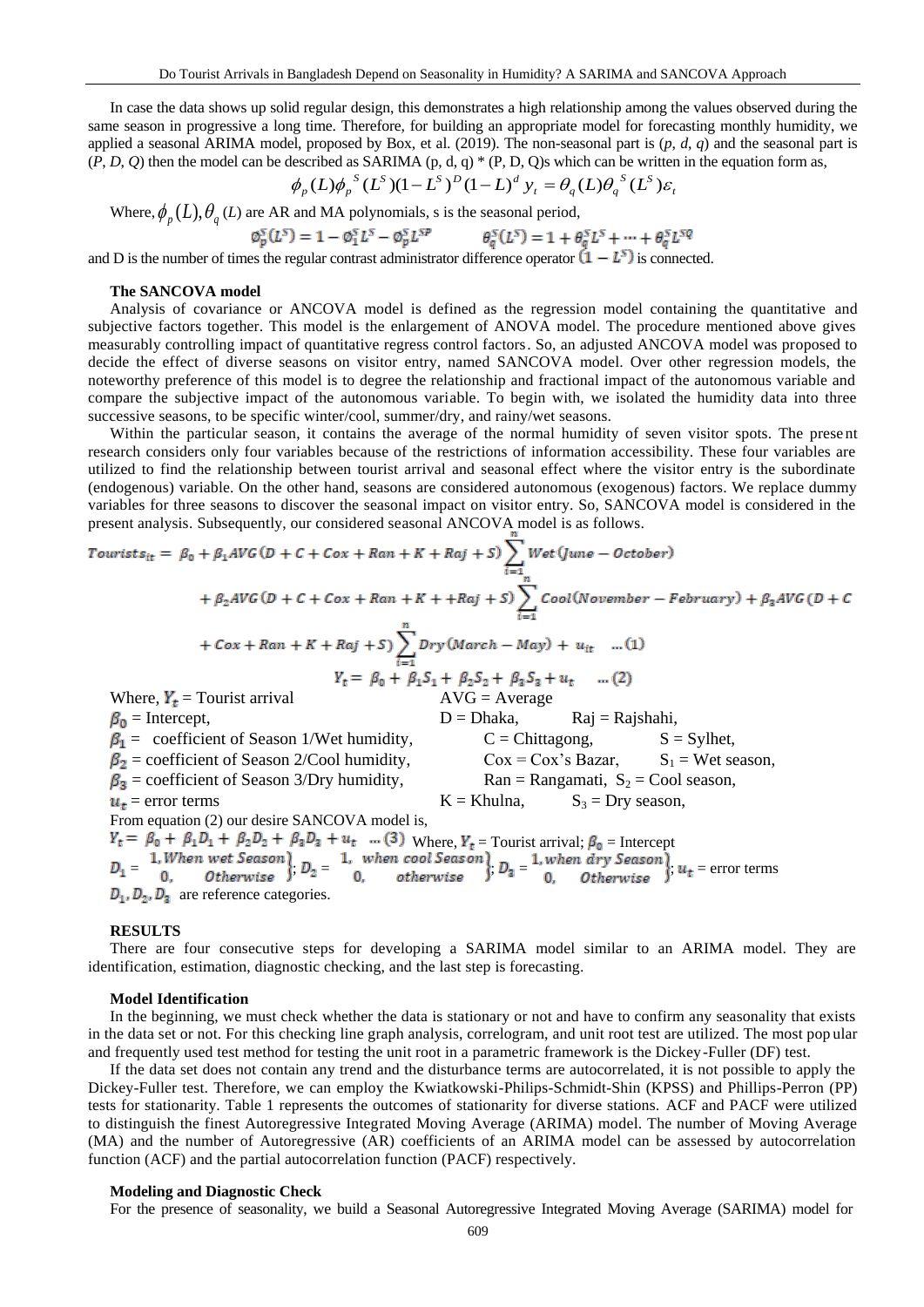In case the data shows up solid regular design, this demonstrates a high relationship among the values observed during the same season in progressive a long time. Therefore, for building an appropriate model for forecasting monthly humidity, we applied a seasonal ARIMA model, proposed by Box, et al. (2019). The non-seasonal part is (*p*, *d*, *q*) and the seasonal part is (*P*, *D*, *Q*) then the model can be described as SARIMA (p, d, q) * (P, D, Q)s which can be written in the equation form as,

$$\phi_p(L)\phi_p{}^S(L^S)(1-L^S)^D(1-L)^d y_t = \theta_q(L)\theta_q{}^S(L^S)\varepsilon_t$$

Where, $\phi_p(L), \theta_q(L)$ are AR and MA polynomials, s is the seasonal period,

$$\emptyset_p^S(L^S) = 1 - \emptyset_1^S L^S - \emptyset_p^S L^{SP} \qquad \theta_q^S(L^S) = 1 + \theta_q^S L^S + \cdots + \theta_q^S L^{SQ}$$

and D is the number of times the regular contrast administrator difference operator $(1 - L^S)$ is connected.

### The SANCOVA model

Analysis of covariance or ANCOVA model is defined as the regression model containing the quantitative and subjective factors together. This model is the enlargement of ANOVA model. The procedure mentioned above gives measurably controlling impact of quantitative regress control factors. So, an adjusted ANCOVA model was proposed to decide the effect of diverse seasons on visitor entry, named SANCOVA model. Over other regression models, the noteworthy preference of this model is to degree the relationship and fractional impact of the autonomous variable and compare the subjective impact of the autonomous variable. To begin with, we isolated the humidity data into three successive seasons, to be specific winter/cool, summer/dry, and rainy/wet seasons.

Within the particular season, it contains the average of the normal humidity of seven visitor spots. The present research considers only four variables because of the restrictions of information accessibility. These four variables are utilized to find the relationship between tourist arrival and seasonal effect where the visitor entry is the subordinate (endogenous) variable. On the other hand, seasons are considered autonomous (exogenous) factors. We replace dummy variables for three seasons to discover the seasonal impact on visitor entry. So, SANCOVA model is considered in the present analysis. Subsequently, our considered seasonal ANCOVA model is as follows.

$$\begin{aligned} Tourists_{it} = \; & \beta_0 + \beta_1 AVG\,(D + C + Cox + Ran + K + Raj + S) \sum_{i=1}^{n} Wet\,(June - October) \\ & + \beta_2 AVG\,(D + C + Cox + Ran + K + +Raj + S) \sum_{i=1}^{n} Cool(November - February) + \beta_3 AVG\,(D + C \\ & + Cox + Ran + K + Raj + S) \sum_{i=1}^{n} Dry\,(March - May) + u_{it} \quad \ldots (1) \end{aligned}$$

$$Y_t = \beta_0 + \beta_1 S_1 + \beta_2 S_2 + \beta_3 S_3 + u_t \quad \ldots (2)$$

Where, $Y_t$ = Tourist arrival

$\beta_0$ = Intercept,

$\beta_1$ = coefficient of Season 1/Wet humidity,

$\beta_2$ = coefficient of Season 2/Cool humidity,

$\beta_3$ = coefficient of Season 3/Dry humidity,

$u_t$ = error terms

AVG = Average

D = Dhaka, Raj = Rajshahi,

C = Chittagong, S = Sylhet,

Cox = Cox's Bazar, $S_1$ = Wet season,

Ran = Rangamati, $S_2$ = Cool season,

K = Khulna, $S_3$ = Dry season,

From equation (2) our desire SANCOVA model is,

$Y_t = \beta_0 + \beta_1 D_1 + \beta_2 D_2 + \beta_3 D_3 + u_t \quad \ldots (3)$ Where, $Y_t$ = Tourist arrival; $\beta_0$ = Intercept

$D_1 = \begin{cases} 1, \text{When wet Season} \\ 0, \quad \text{Otherwise} \end{cases}$; $D_2 = \begin{cases} 1, \text{ when cool Season} \\ 0, \quad \text{otherwise} \end{cases}$; $D_3 = \begin{cases} 1, \text{when dry Season} \\ 0, \quad \text{Otherwise} \end{cases}$; $u_t$ = error terms

$D_1, D_2, D_3$ are reference categories.

## RESULTS

There are four consecutive steps for developing a SARIMA model similar to an ARIMA model. They are identification, estimation, diagnostic checking, and the last step is forecasting.

### Model Identification

In the beginning, we must check whether the data is stationary or not and have to confirm any seasonality that exists in the data set or not. For this checking line graph analysis, correlogram, and unit root test are utilized. The most popular and frequently used test method for testing the unit root in a parametric framework is the Dickey-Fuller (DF) test.

If the data set does not contain any trend and the disturbance terms are autocorrelated, it is not possible to apply the Dickey-Fuller test. Therefore, we can employ the Kwiatkowski-Philips-Schmidt-Shin (KPSS) and Phillips-Perron (PP) tests for stationarity. Table 1 represents the outcomes of stationarity for diverse stations. ACF and PACF were utilized to distinguish the finest Autoregressive Integrated Moving Average (ARIMA) model. The number of Moving Average (MA) and the number of Autoregressive (AR) coefficients of an ARIMA model can be assessed by autocorrelation function (ACF) and the partial autocorrelation function (PACF) respectively.

### Modeling and Diagnostic Check

For the presence of seasonality, we build a Seasonal Autoregressive Integrated Moving Average (SARIMA) model for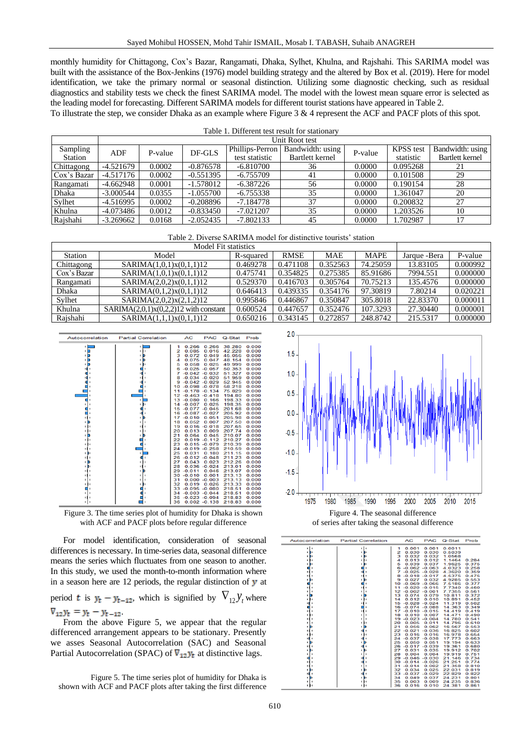monthly humidity for Chittagong, Cox's Bazar, Rangamati, Dhaka, Sylhet, Khulna, and Rajshahi. This SARIMA model was built with the assistance of the Box-Jenkins (1976) model building strategy and the altered by Box et al. (2019). Here for model identification, we take the primary normal or seasonal distinction. Utilizing some diagnostic checking, such as residual diagnostics and stability tests we check the finest SARIMA model. The model with the lowest mean square error is selected as the leading model for forecasting. Different SARIMA models for different tourist stations have appeared in Table 2.

To illustrate the step, we consider Dhaka as an example where Figure 3 & 4 represent the ACF and PACF plots of this spot.

Table 1. Different test result for stationary

| Sampling Station | Unit Root test | | | | | | | |
|---|---|---|---|---|---|---|---|---|
| | ADF | P-value | DF-GLS | Phillips-Perron test statistic | Bandwidth: using Bartlett kernel | P-value | KPSS test statistic | Bandwidth: using Bartlett kernel |
| Chittagong | -4.521679 | 0.0002 | -0.876578 | -6.810700 | 36 | 0.0000 | 0.095268 | 21 |
| Cox's Bazar | -4.517176 | 0.0002 | -0.551395 | -6.755709 | 41 | 0.0000 | 0.101508 | 29 |
| Rangamati | -4.662948 | 0.0001 | -1.578012 | -6.387226 | 56 | 0.0000 | 0.190154 | 28 |
| Dhaka | -3.000544 | 0.0355 | -1.055700 | -6.755338 | 35 | 0.0000 | 1.361047 | 20 |
| Sylhet | -4.516995 | 0.0002 | -0.208896 | -7.184778 | 37 | 0.0000 | 0.200832 | 27 |
| Khulna | -4.073486 | 0.0012 | -0.833450 | -7.021207 | 35 | 0.0000 | 1.203526 | 10 |
| Rajshahi | -3.269662 | 0.0168 | -2.052435 | -7.802133 | 45 | 0.0000 | 1.702987 | 17 |

Table 2. Diverse SARIMA model for distinctive tourists' station

| Model Fit statistics | | | | | | | |
|---|---|---|---|---|---|---|---|
| Station | Model | R-squared | RMSE | MAE | MAPE | Jarque -Bera | P-value |
| Chittagong | SARIMA(1,0,1)x(0,1,1)12 | 0.469278 | 0.471108 | 0.352563 | 74.25059 | 13.83105 | 0.000992 |
| Cox's Bazar | SARIMA(1,0,1)x(0,1,1)12 | 0.475741 | 0.354825 | 0.275385 | 85.91686 | 7994.551 | 0.000000 |
| Rangamati | SARIMA(2,0,2)x(0,1,1)12 | 0.529370 | 0.416703 | 0.305764 | 70.75213 | 135.4576 | 0.000000 |
| Dhaka | SARIMA(0,1,2)x(0,1,1)12 | 0.646413 | 0.439335 | 0.354176 | 97.30819 | 7.80214 | 0.020221 |
| Sylhet | SARIMA(2,0,2)x(2,1,2)12 | 0.995846 | 0.446867 | 0.350847 | 305.8018 | 22.83370 | 0.000011 |
| Khulna | SARIMA(2,0,1)x(0,2,2)12 with constant | 0.600524 | 0.447657 | 0.352476 | 107.3293 | 27.30440 | 0.000001 |
| Rajshahi | SARIMA(1,1,1)x(0,1,1)12 | 0.650216 | 0.343145 | 0.272857 | 248.8742 | 215.5317 | 0.000000 |

Figure 3. The time series plot of humidity for Dhaka is shown with ACF and PACF plots before regular difference

Figure 4. The seasonal difference of series after taking the seasonal difference

For model identification, consideration of seasonal differences is necessary. In time-series data, seasonal difference means the series which fluctuates from one season to another. In this study, we used the month-to-month information where in a season here are 12 periods, the regular distinction of $y$ at period $t$ is $y_t - y_{t-12}$, which is signified by $\nabla_{12} y_t$ where $\nabla_{12} y_t = y_t - y_{t-12}$.

From the above Figure 5, we appear that the regular differenced arrangement appears to be stationary. Presently we asses Seasonal Autocorrelation (SAC) and Seasonal Partial Autocorrelation (SPAC) of $\nabla_{12} y_t$ at distinctive lags.

Figure 5. The time series plot of humidity for Dhaka is shown with ACF and PACF plots after taking the first difference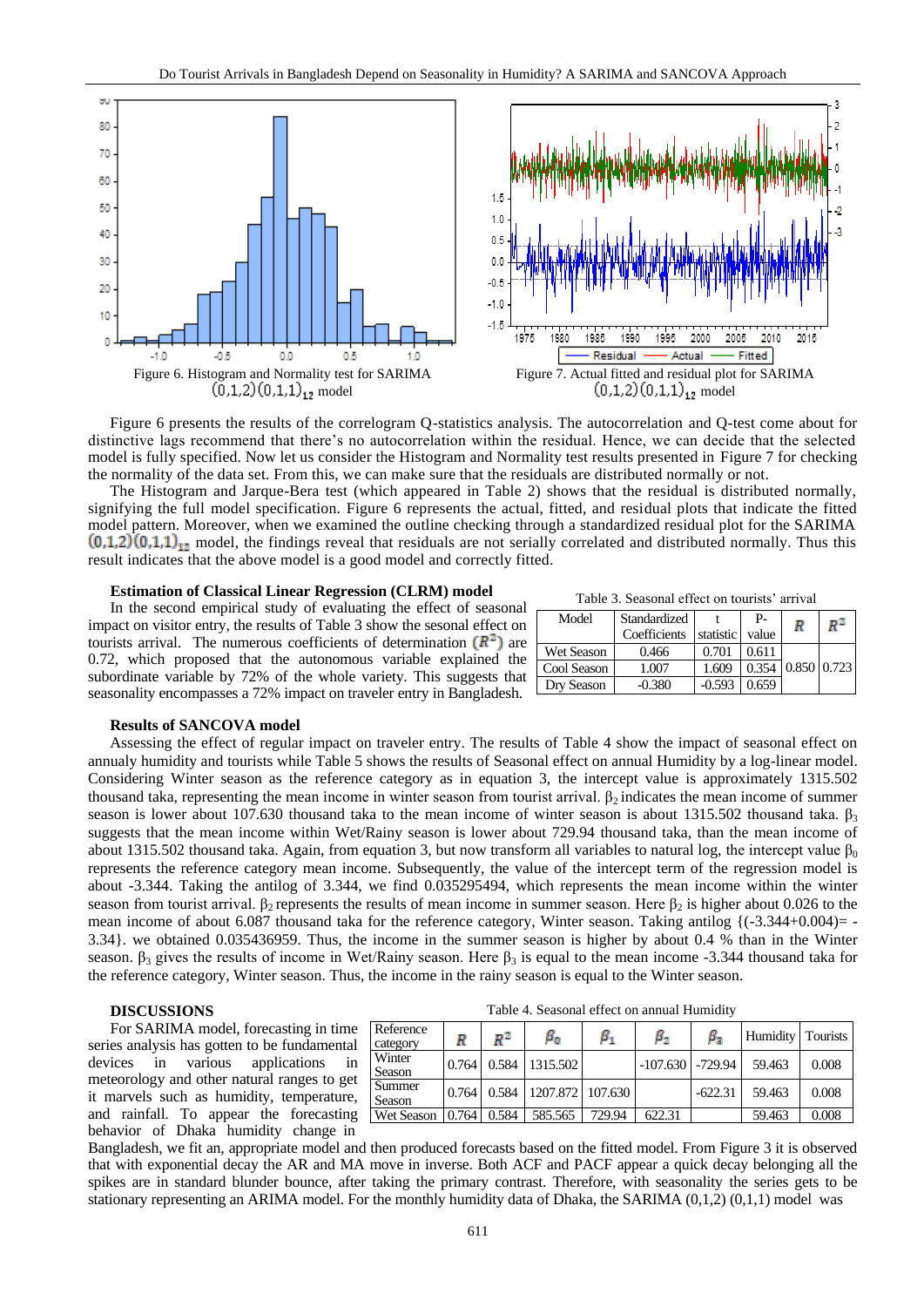Figure 6. Histogram and Normality test for SARIMA $(0,1,2)(0,1,1)_{12}$ model

Figure 7. Actual fitted and residual plot for SARIMA $(0,1,2)(0,1,1)_{12}$ model

Figure 6 presents the results of the correlogram Q-statistics analysis. The autocorrelation and Q-test come about for distinctive lags recommend that there's no autocorrelation within the residual. Hence, we can decide that the selected model is fully specified. Now let us consider the Histogram and Normality test results presented in Figure 7 for checking the normality of the data set. From this, we can make sure that the residuals are distributed normally or not.

The Histogram and Jarque-Bera test (which appeared in Table 2) shows that the residual is distributed normally, signifying the full model specification. Figure 6 represents the actual, fitted, and residual plots that indicate the fitted model pattern. Moreover, when we examined the outline checking through a standardized residual plot for the SARIMA $(0,1,2)(0,1,1)_{12}$ model, the findings reveal that residuals are not serially correlated and distributed normally. Thus this result indicates that the above model is a good model and correctly fitted.

**Estimation of Classical Linear Regression (CLRM) model**

In the second empirical study of evaluating the effect of seasonal impact on visitor entry, the results of Table 3 show the sesonal effect on tourists arrival. The numerous coefficients of determination $(R^2)$ are 0.72, which proposed that the autonomous variable explained the subordinate variable by 72% of the whole variety. This suggests that seasonality encompasses a 72% impact on traveler entry in Bangladesh.

Table 3. Seasonal effect on tourists' arrival

| Model | Standardized Coefficients | t statistic | P-value | $R$ | $R^2$ |
|---|---|---|---|---|---|
| Wet Season | 0.466 | 0.701 | 0.611 | 0.850 | 0.723 |
| Cool Season | 1.007 | 1.609 | 0.354 | | |
| Dry Season | -0.380 | -0.593 | 0.659 | | |

**Results of SANCOVA model**

Assessing the effect of regular impact on traveler entry. The results of Table 4 show the impact of seasonal effect on annualy humidity and tourists while Table 5 shows the results of Seasonal effect on annual Humidity by a log-linear model. Considering Winter season as the reference category as in equation 3, the intercept value is approximately 1315.502 thousand taka, representing the mean income in winter season from tourist arrival. $\beta_2$ indicates the mean income of summer season is lower about 107.630 thousand taka to the mean income of winter season is about 1315.502 thousand taka. $\beta_3$ suggests that the mean income within Wet/Rainy season is lower about 729.94 thousand taka, than the mean income of about 1315.502 thousand taka. Again, from equation 3, but now transform all variables to natural log, the intercept value $\beta_0$ represents the reference category mean income. Subsequently, the value of the intercept term of the regression model is about -3.344. Taking the antilog of 3.344, we find 0.035295494, which represents the mean income within the winter season from tourist arrival. $\beta_2$ represents the results of mean income in summer season. Here $\beta_2$ is higher about 0.026 to the mean income of about 6.087 thousand taka for the reference category, Winter season. Taking antilog {(-3.344+0.004)= -3.34}. we obtained 0.035436959. Thus, the income in the summer season is higher by about 0.4 % than in the Winter season. $\beta_3$ gives the results of income in Wet/Rainy season. Here $\beta_3$ is equal to the mean income -3.344 thousand taka for the reference category, Winter season. Thus, the income in the rainy season is equal to the Winter season.

Table 4. Seasonal effect on annual Humidity

| Reference category | $R$ | $R^2$ | $\beta_0$ | $\beta_1$ | $\beta_2$ | $\beta_3$ | Humidity | Tourists |
|---|---|---|---|---|---|---|---|---|
| Winter Season | 0.764 | 0.584 | 1315.502 | | -107.630 | -729.94 | 59.463 | 0.008 |
| Summer Season | 0.764 | 0.584 | 1207.872 | 107.630 | | -622.31 | 59.463 | 0.008 |
| Wet Season | 0.764 | 0.584 | 585.565 | 729.94 | 622.31 | | 59.463 | 0.008 |

**DISCUSSIONS**

For SARIMA model, forecasting in time series analysis has gotten to be fundamental devices in various applications in meteorology and other natural ranges to get it marvels such as humidity, temperature, and rainfall. To appear the forecasting behavior of Dhaka humidity change in Bangladesh, we fit an, appropriate model and then produced forecasts based on the fitted model. From Figure 3 it is observed that with exponential decay the AR and MA move in inverse. Both ACF and PACF appear a quick decay belonging all the spikes are in standard blunder bounce, after taking the primary contrast. Therefore, with seasonality the series gets to be stationary representing an ARIMA model. For the monthly humidity data of Dhaka, the SARIMA (0,1,2) (0,1,1) model was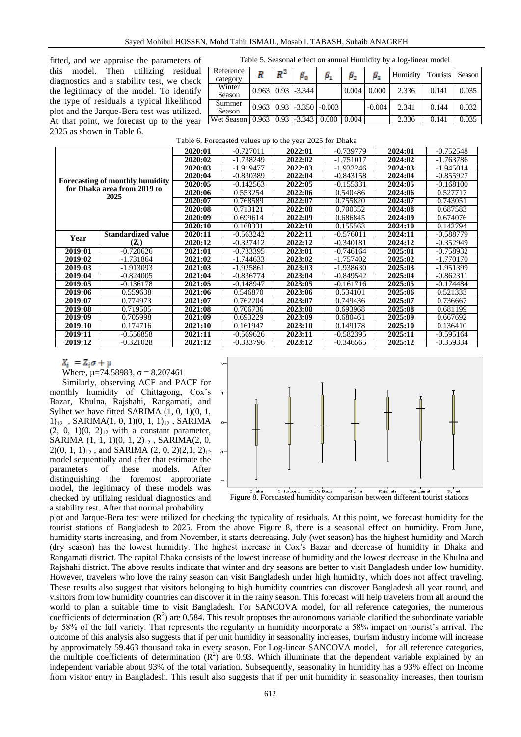fitted, and we appraise the parameters of this model. Then utilizing residual diagnostics and a stability test, we check the legitimacy of the model. To identify the type of residuals a typical likelihood plot and the Jarque-Bera test was utilized. At that point, we forecast up to the year 2025 as shown in Table 6.

Table 5. Seasonal effect on annual Humidity by a log-linear model

| Reference category | $R$ | $R^2$ | $\beta_0$ | $\beta_1$ | $\beta_2$ | $\beta_3$ | Humidity | Tourists | Season |
|---|---|---|---|---|---|---|---|---|---|
| Winter Season | 0.963 | 0.93 | -3.344 | | 0.004 | 0.000 | 2.336 | 0.141 | 0.035 |
| Summer Season | 0.963 | 0.93 | -3.350 | -0.003 | | -0.004 | 2.341 | 0.144 | 0.032 |
| Wet Season | 0.963 | 0.93 | -3.343 | 0.000 | 0.004 | | 2.336 | 0.141 | 0.035 |

Table 6. Forecasted values up to the year 2025 for Dhaka

| Forecasting of monthly humidity for Dhaka area from 2019 to 2025 | | | | | | | |
|---|---|---|---|---|---|---|---|
| | | **2020:01** | -0.727011 | **2022:01** | -0.739779 | **2024:01** | -0.752548 |
| | | **2020:02** | -1.738249 | **2022:02** | -1.751017 | **2024:02** | -1.763786 |
| | | **2020:03** | -1.919477 | **2022:03** | -1.932246 | **2024:03** | -1.945014 |
| | | **2020:04** | -0.830389 | **2022:04** | -0.843158 | **2024:04** | -0.855927 |
| | | **2020:05** | -0.142563 | **2022:05** | -0.155331 | **2024:05** | -0.168100 |
| | | **2020:06** | 0.553254 | **2022:06** | 0.540486 | **2024:06** | 0.527717 |
| | | **2020:07** | 0.768589 | **2022:07** | 0.755820 | **2024:07** | 0.743051 |
| | | **2020:08** | 0.713121 | **2022:08** | 0.700352 | **2024:08** | 0.687583 |
| | | **2020:09** | 0.699614 | **2022:09** | 0.686845 | **2024:09** | 0.674076 |
| | | **2020:10** | 0.168331 | **2022:10** | 0.155563 | **2024:10** | 0.142794 |
| **Year** | **Standardized value ($Z_i$)** | **2020:11** | -0.563242 | **2022:11** | -0.576011 | **2024:11** | -0.588779 |
| | | **2020:12** | -0.327412 | **2022:12** | -0.340181 | **2024:12** | -0.352949 |
| **2019:01** | -0.720626 | **2021:01** | -0.733395 | **2023:01** | -0.746164 | **2025:01** | -0.758932 |
| **2019:02** | -1.731864 | **2021:02** | -1.744633 | **2023:02** | -1.757402 | **2025:02** | -1.770170 |
| **2019:03** | -1.913093 | **2021:03** | -1.925861 | **2023:03** | -1.938630 | **2025:03** | -1.951399 |
| **2019:04** | -0.824005 | **2021:04** | -0.836774 | **2023:04** | -0.849542 | **2025:04** | -0.862311 |
| **2019:05** | -0.136178 | **2021:05** | -0.148947 | **2023:05** | -0.161716 | **2025:05** | -0.174484 |
| **2019:06** | 0.559638 | **2021:06** | 0.546870 | **2023:06** | 0.534101 | **2025:06** | 0.521333 |
| **2019:07** | 0.774973 | **2021:07** | 0.762204 | **2023:07** | 0.749436 | **2025:07** | 0.736667 |
| **2019:08** | 0.719505 | **2021:08** | 0.706736 | **2023:08** | 0.693968 | **2025:08** | 0.681199 |
| **2019:09** | 0.705998 | **2021:09** | 0.693229 | **2023:09** | 0.680461 | **2025:09** | 0.667692 |
| **2019:10** | 0.174716 | **2021:10** | 0.161947 | **2023:10** | 0.149178 | **2025:10** | 0.136410 |
| **2019:11** | -0.556858 | **2021:11** | -0.569626 | **2023:11** | -0.582395 | **2025:11** | -0.595164 |
| **2019:12** | -0.321028 | **2021:12** | -0.333796 | **2023:12** | -0.346565 | **2025:12** | -0.359334 |

$$X_i = Z_i\sigma + \mu$$

Where, $\mu$=74.58983, $\sigma$ = 8.207461

Similarly, observing ACF and PACF for monthly humidity of Chittagong, Cox's Bazar, Khulna, Rajshahi, Rangamati, and Sylhet we have fitted SARIMA $(1, 0, 1)(0, 1, 1)_{12}$ , SARIMA$(1, 0, 1)(0, 1, 1)_{12}$ , SARIMA $(2, 0, 1)(0, 2)_{12}$ with a constant parameter, SARIMA $(1, 1, 1)(0, 1, 2)_{12}$ , SARIMA$(2, 0, 2)(0, 1, 1)_{12}$ , and SARIMA $(2, 0, 2)(2,1, 2)_{12}$ model sequentially and after that estimate the parameters of these models. After distinguishing the foremost appropriate model, the legitimacy of these models was checked by utilizing residual diagnostics and a stability test. After that normal probability plot and Jarque-Bera test were utilized for checking the typicality of residuals. At this point, we forecast humidity for the tourist stations of Bangladesh to 2025. From the above Figure 8, there is a seasonal effect on humidity. From June, humidity starts increasing, and from November, it starts decreasing. July (wet season) has the highest humidity and March (dry season) has the lowest humidity. The highest increase in Cox's Bazar and decrease of humidity in Dhaka and Rangamati district. The capital Dhaka consists of the lowest increase of humidity and the lowest decrease in the Khulna and Rajshahi district. The above results indicate that winter and dry seasons are better to visit Bangladesh under low humidity. However, travelers who love the rainy season can visit Bangladesh under high humidity, which does not affect traveling. These results also suggest that visitors belonging to high humidity countries can discover Bangladesh all year round, and visitors from low humidity countries can discover it in the rainy season. This forecast will help travelers from all around the world to plan a suitable time to visit Bangladesh. For SANCOVA model, for all reference categories, the numerous coefficients of determination ($R^2$) are 0.584. This result proposes the autonomous variable clarified the subordinate variable by 58% of the full variety. That represents the regularity in humidity incorporate a 58% impact on tourist's arrival. The outcome of this analysis also suggests that if per unit humidity in seasonality increases, tourism industry income will increase by approximately 59.463 thousand taka in every season. For Log-linear SANCOVA model, for all reference categories, the multiple coefficients of determination ($R^2$) are 0.93. Which illuminate that the dependent variable explained by an independent variable about 93% of the total variation. Subsequently, seasonality in humidity has a 93% effect on Income from visitor entry in Bangladesh. This result also suggests that if per unit humidity in seasonality increases, then tourism

Figure 8. Forecasted humidity comparison between different tourist stations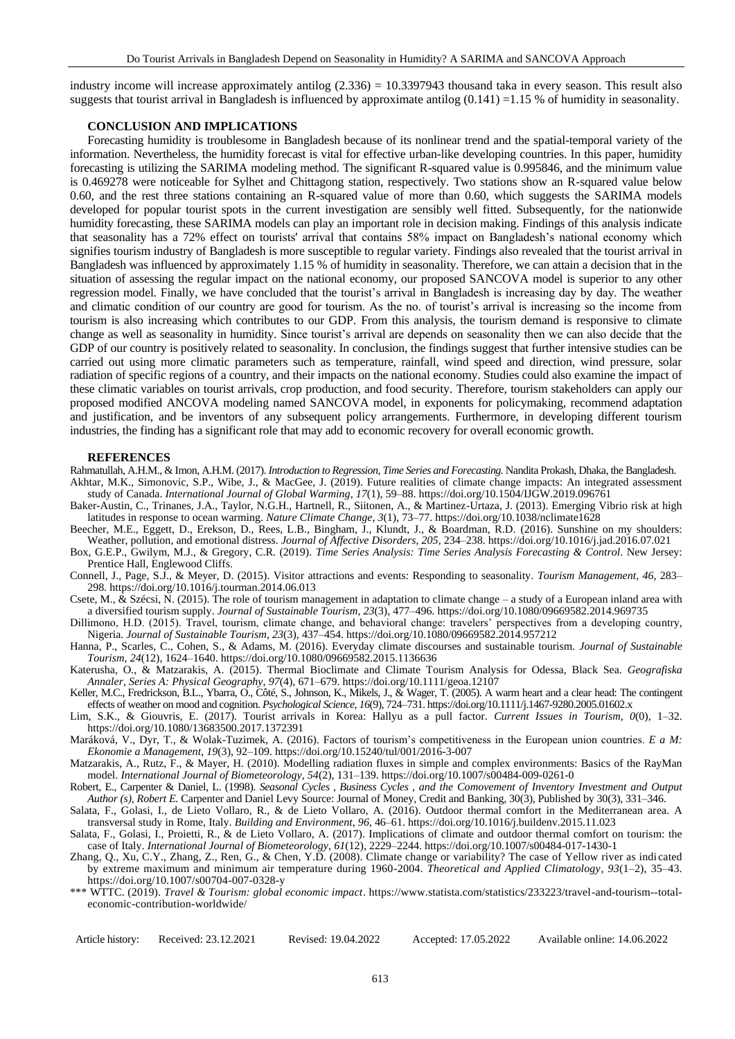industry income will increase approximately antilog (2.336) = 10.3397943 thousand taka in every season. This result also suggests that tourist arrival in Bangladesh is influenced by approximate antilog (0.141) =1.15 % of humidity in seasonality.

## CONCLUSION AND IMPLICATIONS

Forecasting humidity is troublesome in Bangladesh because of its nonlinear trend and the spatial-temporal variety of the information. Nevertheless, the humidity forecast is vital for effective urban-like developing countries. In this paper, humidity forecasting is utilizing the SARIMA modeling method. The significant R-squared value is 0.995846, and the minimum value is 0.469278 were noticeable for Sylhet and Chittagong station, respectively. Two stations show an R-squared value below 0.60, and the rest three stations containing an R-squared value of more than 0.60, which suggests the SARIMA models developed for popular tourist spots in the current investigation are sensibly well fitted. Subsequently, for the nationwide humidity forecasting, these SARIMA models can play an important role in decision making. Findings of this analysis indicate that seasonality has a 72% effect on tourists' arrival that contains 58% impact on Bangladesh's national economy which signifies tourism industry of Bangladesh is more susceptible to regular variety. Findings also revealed that the tourist arrival in Bangladesh was influenced by approximately 1.15 % of humidity in seasonality. Therefore, we can attain a decision that in the situation of assessing the regular impact on the national economy, our proposed SANCOVA model is superior to any other regression model. Finally, we have concluded that the tourist's arrival in Bangladesh is increasing day by day. The weather and climatic condition of our country are good for tourism. As the no. of tourist's arrival is increasing so the income from tourism is also increasing which contributes to our GDP. From this analysis, the tourism demand is responsive to climate change as well as seasonality in humidity. Since tourist's arrival are depends on seasonality then we can also decide that the GDP of our country is positively related to seasonality. In conclusion, the findings suggest that further intensive studies can be carried out using more climatic parameters such as temperature, rainfall, wind speed and direction, wind pressure, solar radiation of specific regions of a country, and their impacts on the national economy. Studies could also examine the impact of these climatic variables on tourist arrivals, crop production, and food security. Therefore, tourism stakeholders can apply our proposed modified ANCOVA modeling named SANCOVA model, in exponents for policymaking, recommend adaptation and justification, and be inventors of any subsequent policy arrangements. Furthermore, in developing different tourism industries, the finding has a significant role that may add to economic recovery for overall economic growth.

## REFERENCES

Rahmatullah, A.H.M., & Imon, A.H.M. (2017). *Introduction to Regression, Time Series and Forecasting.* Nandita Prokash, Dhaka, the Bangladesh.

Akhtar, M.K., Simonovic, S.P., Wibe, J., & MacGee, J. (2019). Future realities of climate change impacts: An integrated assessment study of Canada. *International Journal of Global Warming*, *17*(1), 59–88. https://doi.org/10.1504/IJGW.2019.096761

Baker-Austin, C., Trinanes, J.A., Taylor, N.G.H., Hartnell, R., Siitonen, A., & Martinez-Urtaza, J. (2013). Emerging Vibrio risk at high latitudes in response to ocean warming. *Nature Climate Change*, *3*(1), 73–77. https://doi.org/10.1038/nclimate1628

Beecher, M.E., Eggett, D., Erekson, D., Rees, L.B., Bingham, J., Klundt, J., & Boardman, R.D. (2016). Sunshine on my shoulders: Weather, pollution, and emotional distress. *Journal of Affective Disorders*, *205*, 234–238. https://doi.org/10.1016/j.jad.2016.07.021

Box, G.E.P., Gwilym, M.J., & Gregory, C.R. (2019). *Time Series Analysis: Time Series Analysis Forecasting & Control*. New Jersey: Prentice Hall, Englewood Cliffs.

Connell, J., Page, S.J., & Meyer, D. (2015). Visitor attractions and events: Responding to seasonality. *Tourism Management*, *46*, 283–298. https://doi.org/10.1016/j.tourman.2014.06.013

Csete, M., & Szécsi, N. (2015). The role of tourism management in adaptation to climate change – a study of a European inland area with a diversified tourism supply. *Journal of Sustainable Tourism*, *23*(3), 477–496. https://doi.org/10.1080/09669582.2014.969735

Dillimono, H.D. (2015). Travel, tourism, climate change, and behavioral change: travelers' perspectives from a developing country, Nigeria. *Journal of Sustainable Tourism*, *23*(3), 437–454. https://doi.org/10.1080/09669582.2014.957212

Hanna, P., Scarles, C., Cohen, S., & Adams, M. (2016). Everyday climate discourses and sustainable tourism. *Journal of Sustainable Tourism*, *24*(12), 1624–1640. https://doi.org/10.1080/09669582.2015.1136636

Katerusha, O., & Matzarakis, A. (2015). Thermal Bioclimate and Climate Tourism Analysis for Odessa, Black Sea. *Geografiska Annaler, Series A: Physical Geography*, *97*(4), 671–679. https://doi.org/10.1111/geoa.12107

Keller, M.C., Fredrickson, B.L., Ybarra, O., Côté, S., Johnson, K., Mikels, J., & Wager, T. (2005). A warm heart and a clear head: The contingent effects of weather on mood and cognition. *Psychological Science*, *16*(9), 724–731. https://doi.org/10.1111/j.1467-9280.2005.01602.x

Lim, S.K., & Giouvris, E. (2017). Tourist arrivals in Korea: Hallyu as a pull factor. *Current Issues in Tourism*, *0*(0), 1–32. https://doi.org/10.1080/13683500.2017.1372391

Maráková, V., Dyr, T., & Wolak-Tuzimek, A. (2016). Factors of tourism's competitiveness in the European union countries. *E a M: Ekonomie a Management*, *19*(3), 92–109. https://doi.org/10.15240/tul/001/2016-3-007

Matzarakis, A., Rutz, F., & Mayer, H. (2010). Modelling radiation fluxes in simple and complex environments: Basics of the RayMan model. *International Journal of Biometeorology*, *54*(2), 131–139. https://doi.org/10.1007/s00484-009-0261-0

Robert, E., Carpenter & Daniel, L. (1998). *Seasonal Cycles , Business Cycles , and the Comovement of Inventory Investment and Output Author (s), Robert E.* Carpenter and Daniel Levy Source: Journal of Money, Credit and Banking, 30(3), Published by 30(3), 331–346.

Salata, F., Golasi, I., de Lieto Vollaro, R., & de Lieto Vollaro, A. (2016). Outdoor thermal comfort in the Mediterranean area. A transversal study in Rome, Italy. *Building and Environment*, *96*, 46–61. https://doi.org/10.1016/j.buildenv.2015.11.023

Salata, F., Golasi, I., Proietti, R., & de Lieto Vollaro, A. (2017). Implications of climate and outdoor thermal comfort on tourism: the case of Italy. *International Journal of Biometeorology*, *61*(12), 2229–2244. https://doi.org/10.1007/s00484-017-1430-1

Zhang, Q., Xu, C.Y., Zhang, Z., Ren, G., & Chen, Y.D. (2008). Climate change or variability? The case of Yellow river as indicated by extreme maximum and minimum air temperature during 1960-2004. *Theoretical and Applied Climatology*, *93*(1–2), 35–43. https://doi.org/10.1007/s00704-007-0328-y

*** WTTC. (2019). *Travel & Tourism: global economic impact*. https://www.statista.com/statistics/233223/travel-and-tourism--total-economic-contribution-worldwide/

Article history: Received: 23.12.2021 Revised: 19.04.2022 Accepted: 17.05.2022 Available online: 14.06.2022